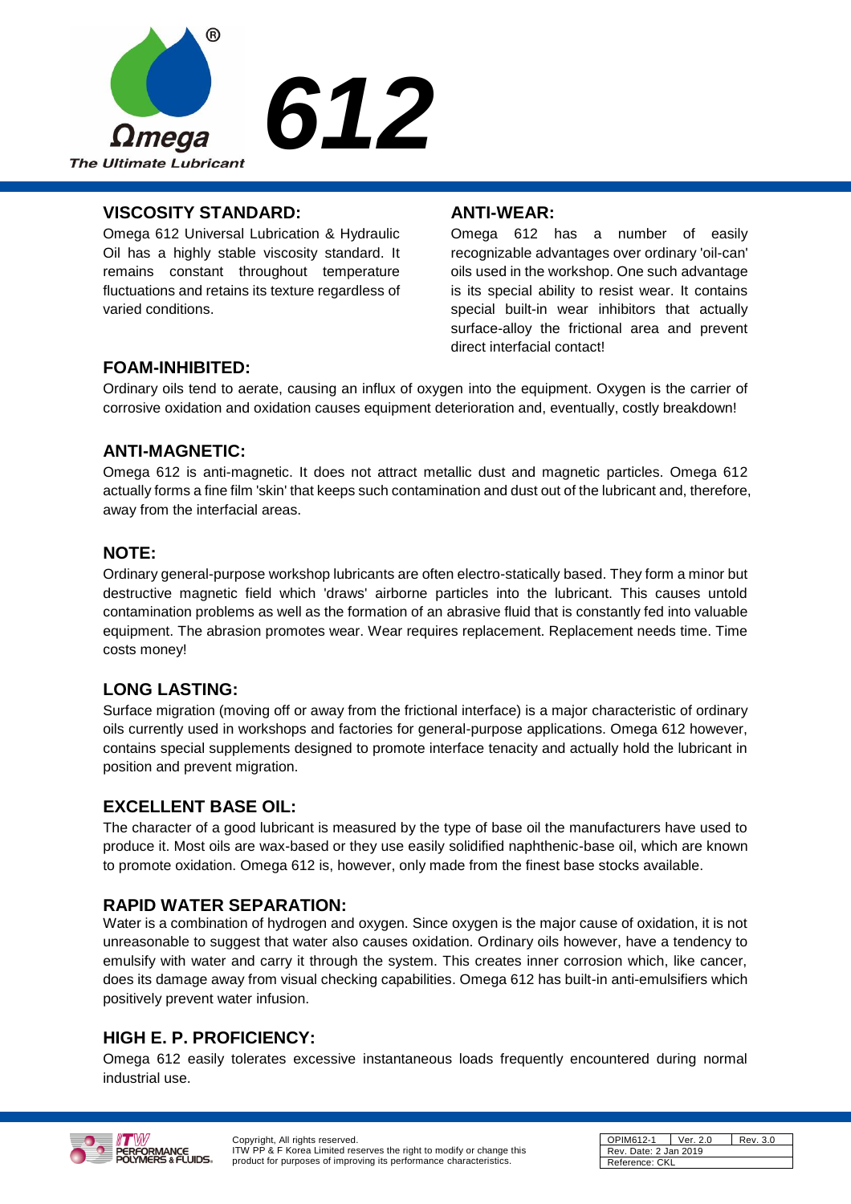# Ωmega 612

*The Ultimate Lubricant*

## VISCOSITY STANDARD:

Omega 612 Universal Lubrication & Hydraulic Oil has a highly stable viscosity standard. It remains constant throughout temperature fluctuations and retains its texture regardless of varied conditions.

## ANTI-WEAR:

Omega 612 has a number of easily recognizable advantages over ordinary 'oil-can' oils used in the workshop. One such advantage is its special ability to resist wear. It contains special built-in wear inhibitors that actually surface-alloy the frictional area and prevent direct interfacial contact!

## FOAM-INHIBITED:

Ordinary oils tend to aerate, causing an influx of oxygen into the equipment. Oxygen is the carrier of corrosive oxidation and oxidation causes equipment deterioration and, eventually, costly breakdown!

## ANTI-MAGNETIC:

Omega 612 is anti-magnetic. It does not attract metallic dust and magnetic particles. Omega 612 actually forms a fine film 'skin' that keeps such contamination and dust out of the lubricant and, therefore, away from the interfacial areas.

## NOTE:

Ordinary general-purpose workshop lubricants are often electro-statically based. They form a minor but destructive magnetic field which 'draws' airborne particles into the lubricant. This causes untold contamination problems as well as the formation of an abrasive fluid that is constantly fed into valuable equipment. The abrasion promotes wear. Wear requires replacement. Replacement needs time. Time costs money!

## LONG LASTING:

Surface migration (moving off or away from the frictional interface) is a major characteristic of ordinary oils currently used in workshops and factories for general-purpose applications. Omega 612 however, contains special supplements designed to promote interface tenacity and actually hold the lubricant in position and prevent migration.

## EXCELLENT BASE OIL:

The character of a good lubricant is measured by the type of base oil the manufacturers have used to produce it. Most oils are wax-based or they use easily solidified naphthenic-base oil, which are known to promote oxidation. Omega 612 is, however, only made from the finest base stocks available.

## RAPID WATER SEPARATION:

Water is a combination of hydrogen and oxygen. Since oxygen is the major cause of oxidation, it is not unreasonable to suggest that water also causes oxidation. Ordinary oils however, have a tendency to emulsify with water and carry it through the system. This creates inner corrosion which, like cancer, does its damage away from visual checking capabilities. Omega 612 has built-in anti-emulsifiers which positively prevent water infusion.

## HIGH E. P. PROFICIENCY:

Omega 612 easily tolerates excessive instantaneous loads frequently encountered during normal industrial use.

ITW PERFORMANCE POLYMERS & FLUIDS

Copyright, All rights reserved.
ITW PP & F Korea Limited reserves the right to modify or change this product for purposes of improving its performance characteristics.

| OPIM612-1 | Ver. 2.0 | Rev. 3.0 |
|---|---|---|
| Rev. Date: 2 Jan 2019 | | |
| Reference: CKL | | |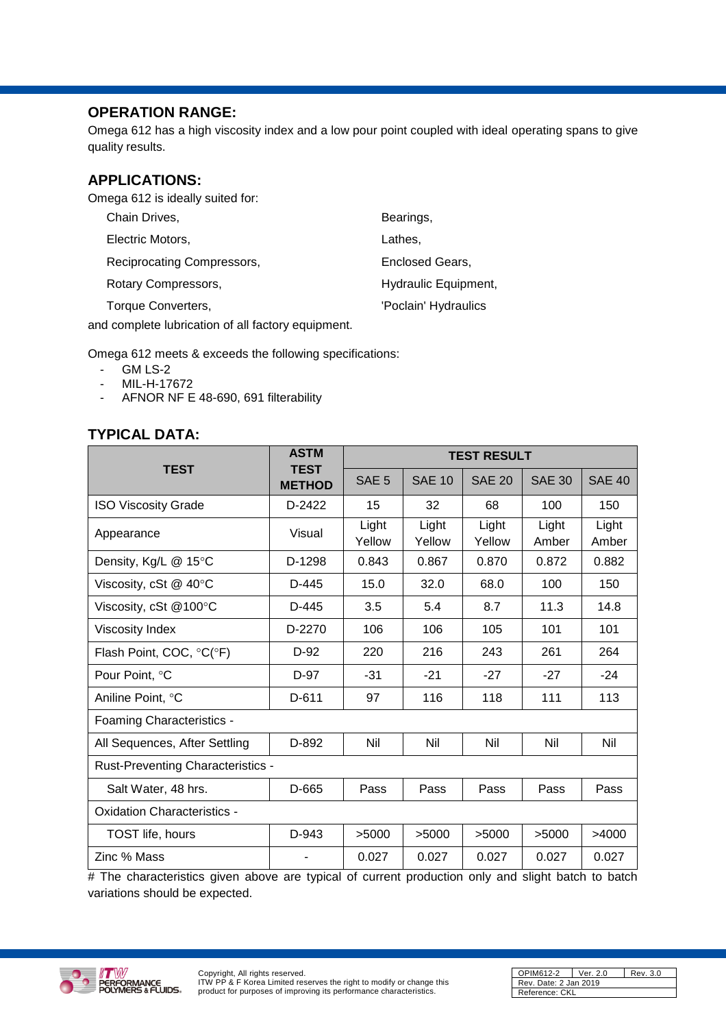## OPERATION RANGE:

Omega 612 has a high viscosity index and a low pour point coupled with ideal operating spans to give quality results.

## APPLICATIONS:

Omega 612 is ideally suited for:

- Chain Drives,
- Electric Motors,
- Reciprocating Compressors,
- Rotary Compressors,
- Torque Converters,
- Bearings,
- Lathes,
- Enclosed Gears,
- Hydraulic Equipment,
- 'Poclain' Hydraulics

and complete lubrication of all factory equipment.

Omega 612 meets & exceeds the following specifications:

- GM LS-2
- MIL-H-17672
- AFNOR NF E 48-690, 691 filterability

## TYPICAL DATA:

| TEST | ASTM TEST METHOD | TEST RESULT | | | | |
|---|---|---|---|---|---|---|
| | | SAE 5 | SAE 10 | SAE 20 | SAE 30 | SAE 40 |
| ISO Viscosity Grade | D-2422 | 15 | 32 | 68 | 100 | 150 |
| Appearance | Visual | Light Yellow | Light Yellow | Light Yellow | Light Amber | Light Amber |
| Density, Kg/L @ 15°C | D-1298 | 0.843 | 0.867 | 0.870 | 0.872 | 0.882 |
| Viscosity, cSt @ 40°C | D-445 | 15.0 | 32.0 | 68.0 | 100 | 150 |
| Viscosity, cSt @100°C | D-445 | 3.5 | 5.4 | 8.7 | 11.3 | 14.8 |
| Viscosity Index | D-2270 | 106 | 106 | 105 | 101 | 101 |
| Flash Point, COC, °C(°F) | D-92 | 220 | 216 | 243 | 261 | 264 |
| Pour Point, °C | D-97 | -31 | -21 | -27 | -27 | -24 |
| Aniline Point, °C | D-611 | 97 | 116 | 118 | 111 | 113 |
| Foaming Characteristics - | | | | | | |
| All Sequences, After Settling | D-892 | Nil | Nil | Nil | Nil | Nil |
| Rust-Preventing Characteristics - | | | | | | |
| Salt Water, 48 hrs. | D-665 | Pass | Pass | Pass | Pass | Pass |
| Oxidation Characteristics - | | | | | | |
| TOST life, hours | D-943 | >5000 | >5000 | >5000 | >5000 | >4000 |
| Zinc % Mass | - | 0.027 | 0.027 | 0.027 | 0.027 | 0.027 |

# The characteristics given above are typical of current production only and slight batch to batch variations should be expected.

Copyright, All rights reserved.
ITW PP & F Korea Limited reserves the right to modify or change this product for purposes of improving its performance characteristics.

| OPIM612-2 | Ver. 2.0 | Rev. 3.0 |
|---|---|---|
| Rev. Date: 2 Jan 2019 | | |
| Reference: CKL | | |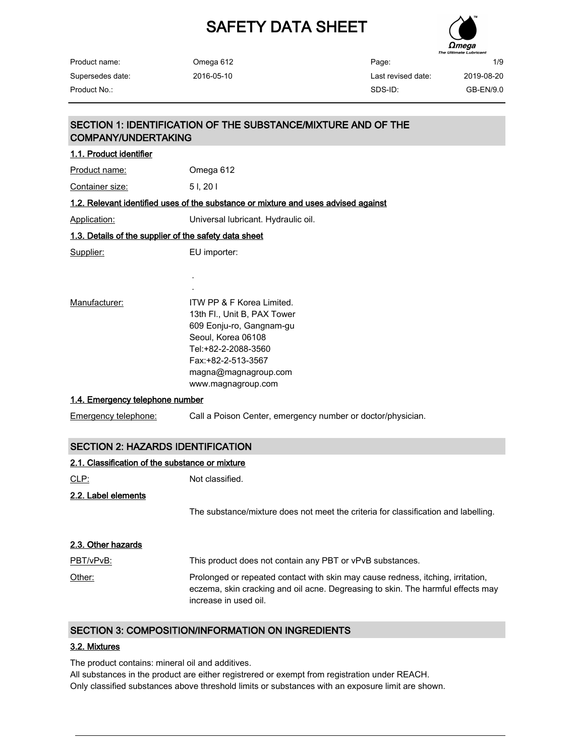# SAFETY DATA SHEET

| Product name: | Omega 612 | Page: | 1/9 |
| --- | --- | --- | --- |
| Supersedes date: | 2016-05-10 | Last revised date: | 2019-08-20 |
| Product No.: | | SDS-ID: | GB-EN/9.0 |

## SECTION 1: IDENTIFICATION OF THE SUBSTANCE/MIXTURE AND OF THE COMPANY/UNDERTAKING

### 1.1. Product identifier

Product name: Omega 612

Container size: 5 l, 20 l

### 1.2. Relevant identified uses of the substance or mixture and uses advised against

Application: Universal lubricant. Hydraulic oil.

### 1.3. Details of the supplier of the safety data sheet

Supplier: EU importer:

.

.

Manufacturer: ITW PP & F Korea Limited.
13th Fl., Unit B, PAX Tower
609 Eonju-ro, Gangnam-gu
Seoul, Korea 06108
Tel:+82-2-2088-3560
Fax:+82-2-513-3567
magna@magnagroup.com
www.magnagroup.com

### 1.4. Emergency telephone number

Emergency telephone: Call a Poison Center, emergency number or doctor/physician.

## SECTION 2: HAZARDS IDENTIFICATION

### 2.1. Classification of the substance or mixture

CLP: Not classified.

### 2.2. Label elements

The substance/mixture does not meet the criteria for classification and labelling.

### 2.3. Other hazards

PBT/vPvB: This product does not contain any PBT or vPvB substances.

Other: Prolonged or repeated contact with skin may cause redness, itching, irritation, eczema, skin cracking and oil acne. Degreasing to skin. The harmful effects may increase in used oil.

## SECTION 3: COMPOSITION/INFORMATION ON INGREDIENTS

### 3.2. Mixtures

The product contains: mineral oil and additives.
All substances in the product are either registrered or exempt from registration under REACH.
Only classified substances above threshold limits or substances with an exposure limit are shown.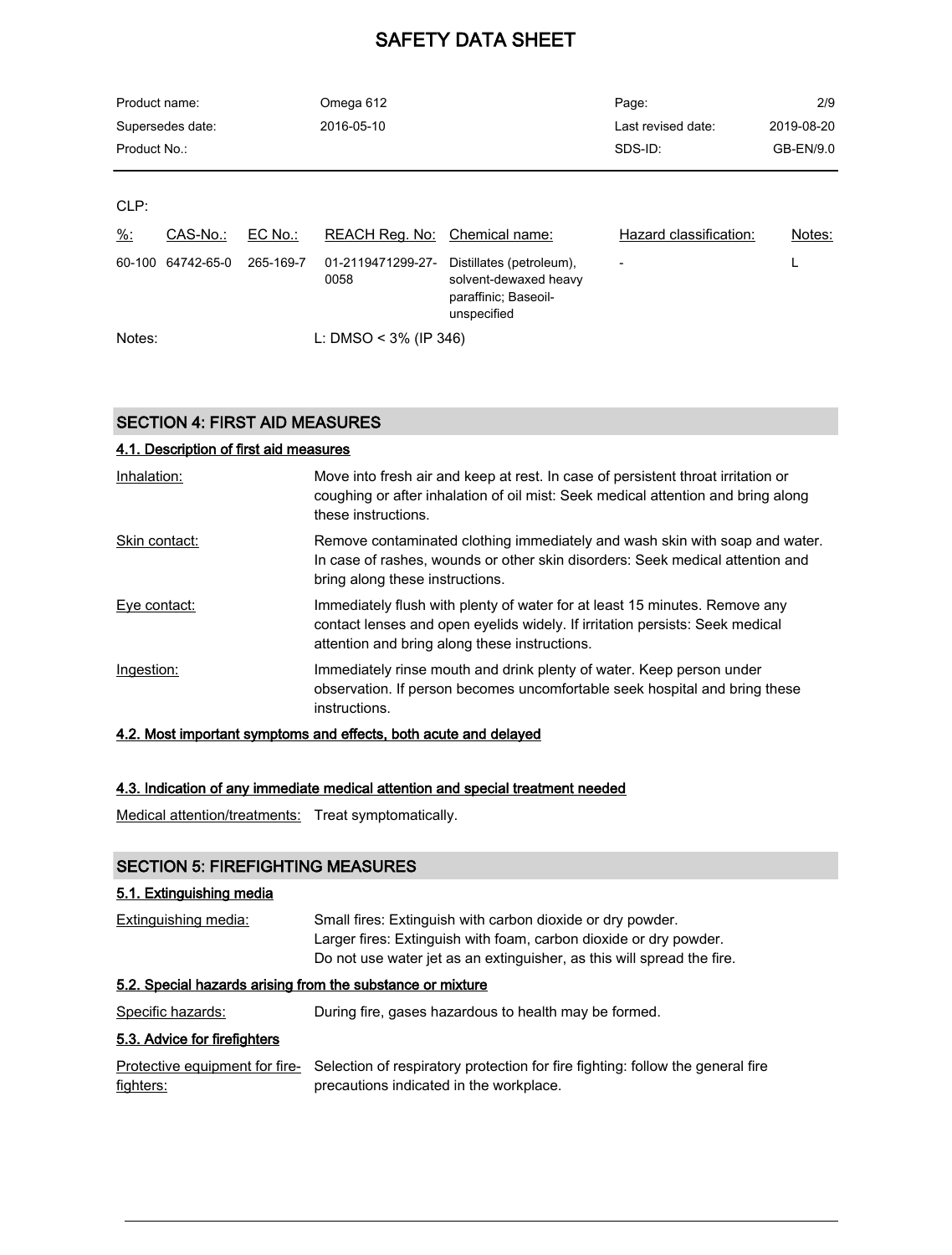CLP:

| %: | CAS-No.: | EC No.: | REACH Reg. No: | Chemical name: | Hazard classification: | Notes: |
|---|---|---|---|---|---|---|
| 60-100 | 64742-65-0 | 265-169-7 | 01-2119471299-27-0058 | Distillates (petroleum), solvent-dewaxed heavy paraffinic; Baseoil-unspecified | - | L |

Notes: L: DMSO < 3% (IP 346)

## SECTION 4: FIRST AID MEASURES

### 4.1. Description of first aid measures

**Inhalation:** Move into fresh air and keep at rest. In case of persistent throat irritation or coughing or after inhalation of oil mist: Seek medical attention and bring along these instructions.

**Skin contact:** Remove contaminated clothing immediately and wash skin with soap and water. In case of rashes, wounds or other skin disorders: Seek medical attention and bring along these instructions.

**Eye contact:** Immediately flush with plenty of water for at least 15 minutes. Remove any contact lenses and open eyelids widely. If irritation persists: Seek medical attention and bring along these instructions.

**Ingestion:** Immediately rinse mouth and drink plenty of water. Keep person under observation. If person becomes uncomfortable seek hospital and bring these instructions.

### 4.2. Most important symptoms and effects, both acute and delayed

### 4.3. Indication of any immediate medical attention and special treatment needed

**Medical attention/treatments:** Treat symptomatically.

## SECTION 5: FIREFIGHTING MEASURES

### 5.1. Extinguishing media

**Extinguishing media:** Small fires: Extinguish with carbon dioxide or dry powder.
Larger fires: Extinguish with foam, carbon dioxide or dry powder.
Do not use water jet as an extinguisher, as this will spread the fire.

### 5.2. Special hazards arising from the substance or mixture

**Specific hazards:** During fire, gases hazardous to health may be formed.

### 5.3. Advice for firefighters

**Protective equipment for fire-fighters:** Selection of respiratory protection for fire fighting: follow the general fire precautions indicated in the workplace.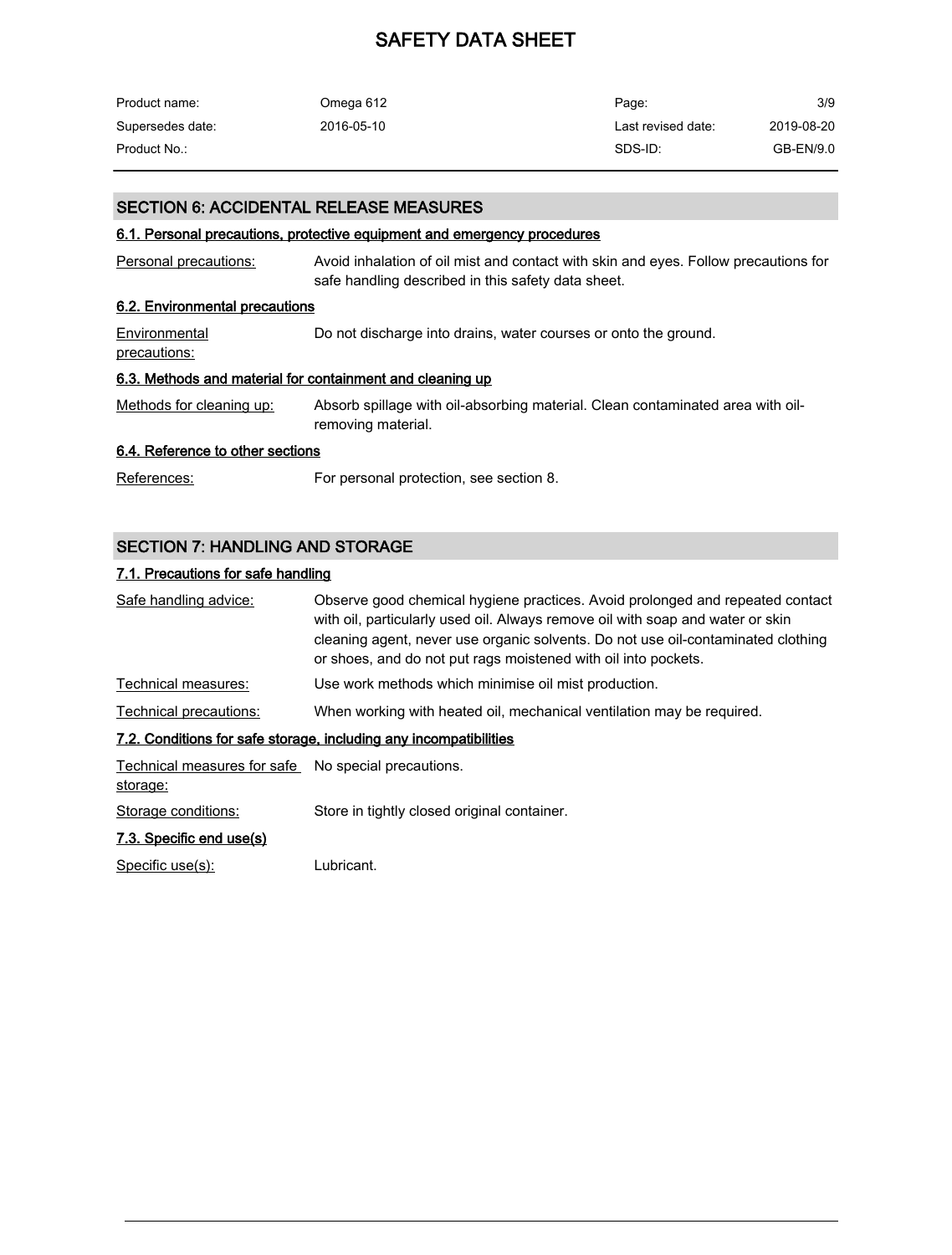## SECTION 6: ACCIDENTAL RELEASE MEASURES

### 6.1. Personal precautions, protective equipment and emergency procedures

Personal precautions: Avoid inhalation of oil mist and contact with skin and eyes. Follow precautions for safe handling described in this safety data sheet.

### 6.2. Environmental precautions

Environmental precautions: Do not discharge into drains, water courses or onto the ground.

### 6.3. Methods and material for containment and cleaning up

Methods for cleaning up: Absorb spillage with oil-absorbing material. Clean contaminated area with oil-removing material.

### 6.4. Reference to other sections

References: For personal protection, see section 8.

## SECTION 7: HANDLING AND STORAGE

### 7.1. Precautions for safe handling

Safe handling advice: Observe good chemical hygiene practices. Avoid prolonged and repeated contact with oil, particularly used oil. Always remove oil with soap and water or skin cleaning agent, never use organic solvents. Do not use oil-contaminated clothing or shoes, and do not put rags moistened with oil into pockets.

Technical measures: Use work methods which minimise oil mist production.

Technical precautions: When working with heated oil, mechanical ventilation may be required.

### 7.2. Conditions for safe storage, including any incompatibilities

Technical measures for safe storage: No special precautions.

Storage conditions: Store in tightly closed original container.

### 7.3. Specific end use(s)

Specific use(s): Lubricant.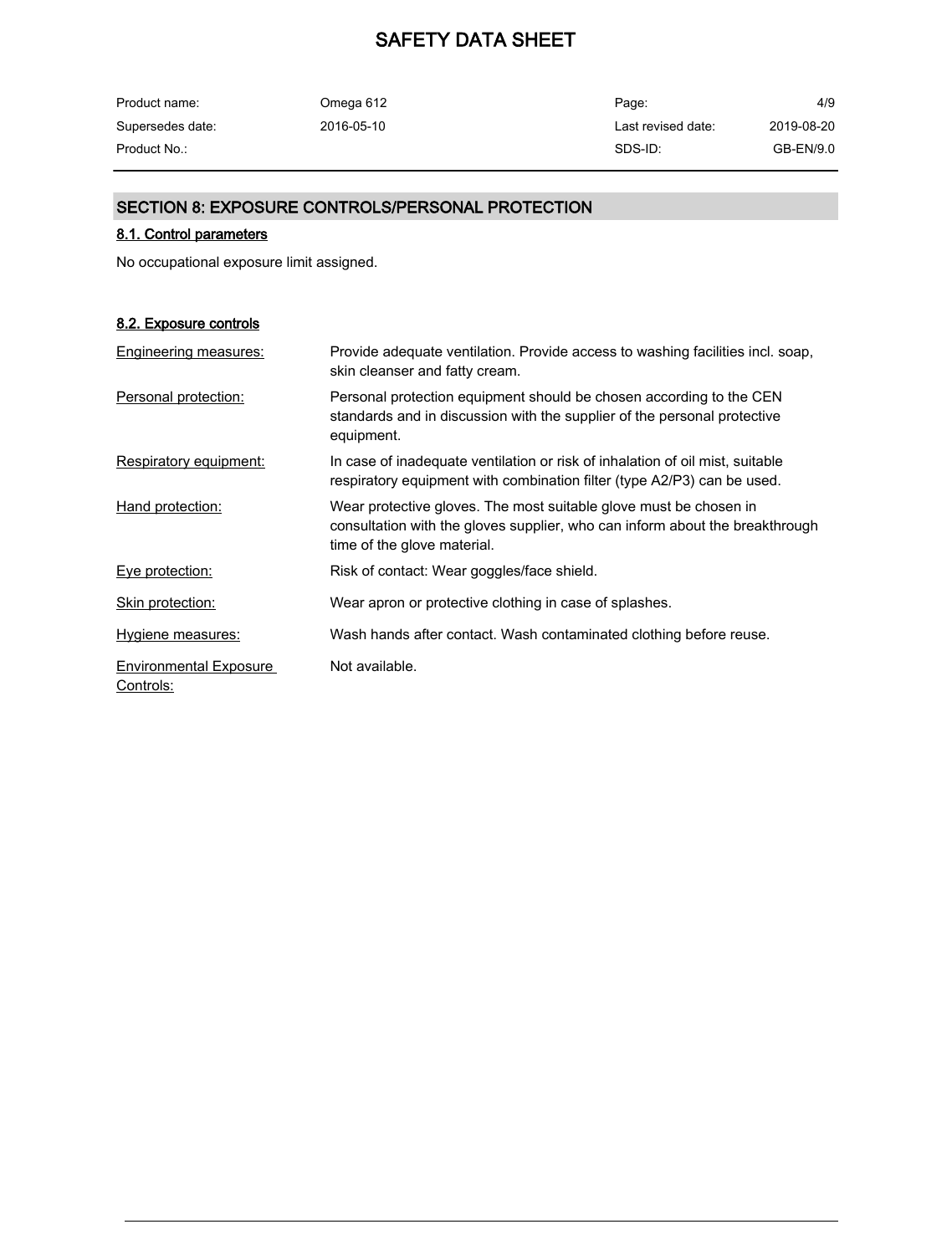## SECTION 8: EXPOSURE CONTROLS/PERSONAL PROTECTION

### 8.1. Control parameters

No occupational exposure limit assigned.

### 8.2. Exposure controls

| | |
|---|---|
| Engineering measures: | Provide adequate ventilation. Provide access to washing facilities incl. soap, skin cleanser and fatty cream. |
| Personal protection: | Personal protection equipment should be chosen according to the CEN standards and in discussion with the supplier of the personal protective equipment. |
| Respiratory equipment: | In case of inadequate ventilation or risk of inhalation of oil mist, suitable respiratory equipment with combination filter (type A2/P3) can be used. |
| Hand protection: | Wear protective gloves. The most suitable glove must be chosen in consultation with the gloves supplier, who can inform about the breakthrough time of the glove material. |
| Eye protection: | Risk of contact: Wear goggles/face shield. |
| Skin protection: | Wear apron or protective clothing in case of splashes. |
| Hygiene measures: | Wash hands after contact. Wash contaminated clothing before reuse. |
| Environmental Exposure Controls: | Not available. |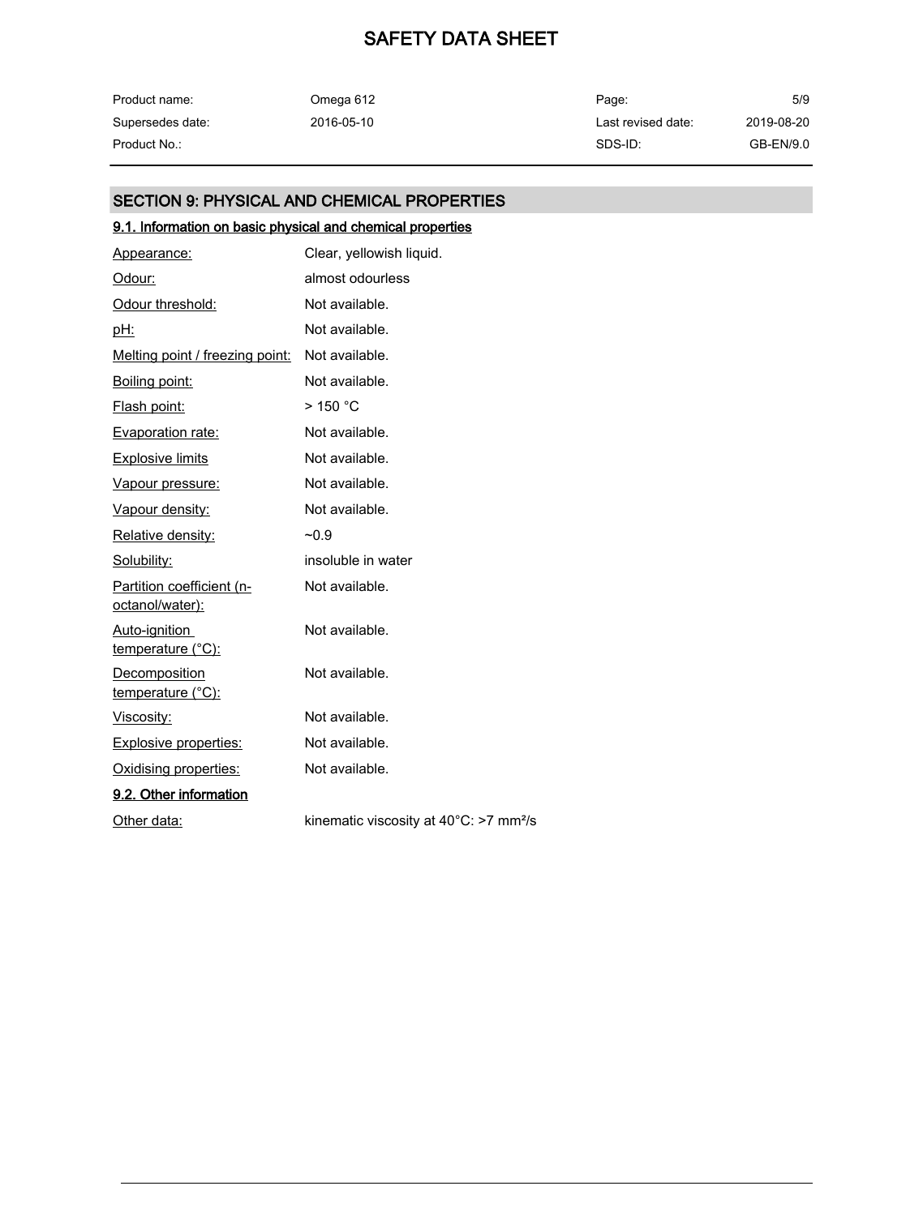## SECTION 9: PHYSICAL AND CHEMICAL PROPERTIES

### 9.1. Information on basic physical and chemical properties

| Property | Value |
|---|---|
| Appearance: | Clear, yellowish liquid. |
| Odour: | almost odourless |
| Odour threshold: | Not available. |
| pH: | Not available. |
| Melting point / freezing point: | Not available. |
| Boiling point: | Not available. |
| Flash point: | > 150 °C |
| Evaporation rate: | Not available. |
| Explosive limits | Not available. |
| Vapour pressure: | Not available. |
| Vapour density: | Not available. |
| Relative density: | ~0.9 |
| Solubility: | insoluble in water |
| Partition coefficient (n-octanol/water): | Not available. |
| Auto-ignition temperature (°C): | Not available. |
| Decomposition temperature (°C): | Not available. |
| Viscosity: | Not available. |
| Explosive properties: | Not available. |
| Oxidising properties: | Not available. |

### 9.2. Other information

| | |
|---|---|
| Other data: | kinematic viscosity at 40°C: >7 $mm^2/s$ |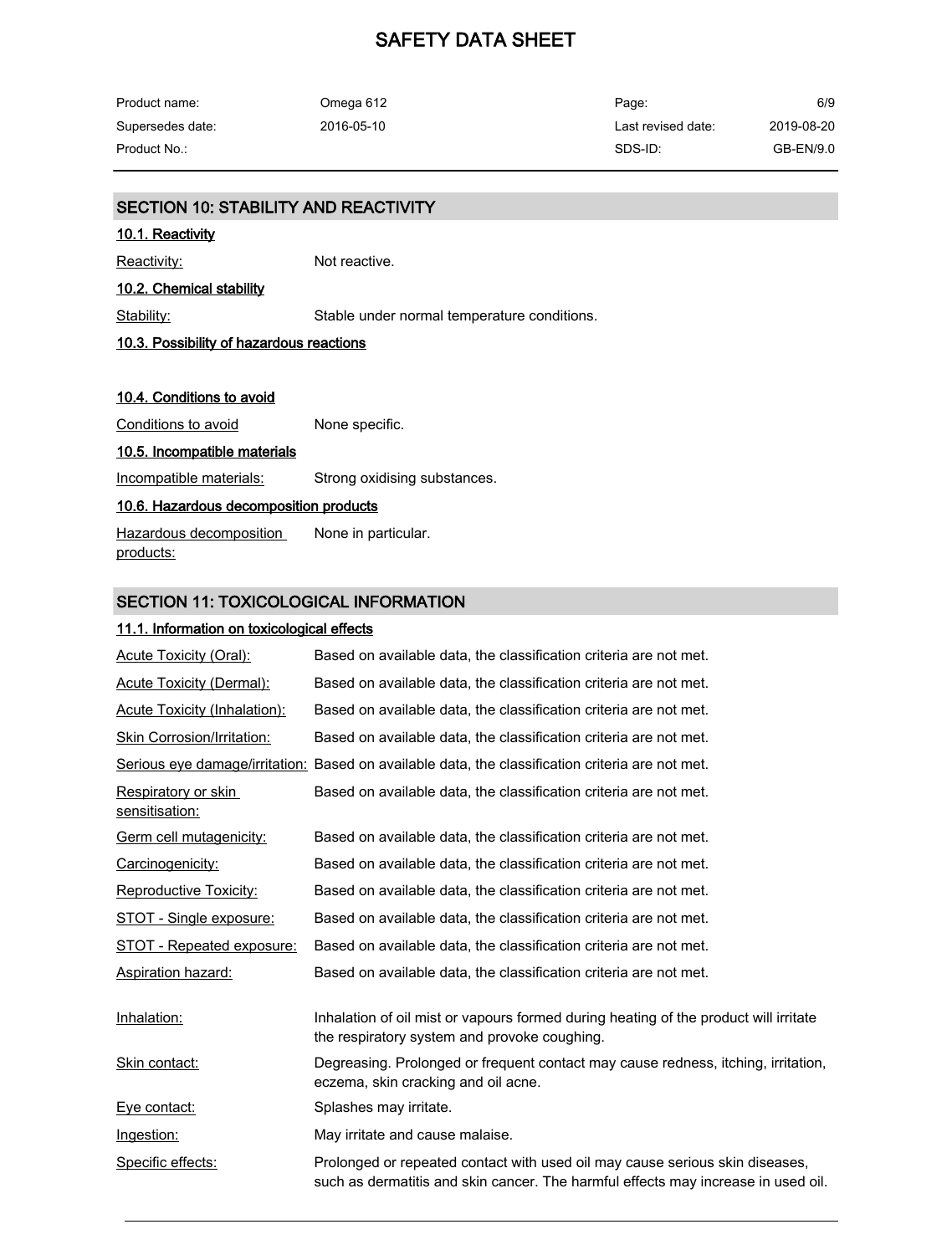## SECTION 10: STABILITY AND REACTIVITY

### 10.1. Reactivity

Reactivity: Not reactive.

### 10.2. Chemical stability

Stability: Stable under normal temperature conditions.

### 10.3. Possibility of hazardous reactions

### 10.4. Conditions to avoid

Conditions to avoid: None specific.

### 10.5. Incompatible materials

Incompatible materials: Strong oxidising substances.

### 10.6. Hazardous decomposition products

Hazardous decomposition products: None in particular.

## SECTION 11: TOXICOLOGICAL INFORMATION

### 11.1. Information on toxicological effects

| | |
|---|---|
| Acute Toxicity (Oral): | Based on available data, the classification criteria are not met. |
| Acute Toxicity (Dermal): | Based on available data, the classification criteria are not met. |
| Acute Toxicity (Inhalation): | Based on available data, the classification criteria are not met. |
| Skin Corrosion/Irritation: | Based on available data, the classification criteria are not met. |
| Serious eye damage/irritation: | Based on available data, the classification criteria are not met. |
| Respiratory or skin sensitisation: | Based on available data, the classification criteria are not met. |
| Germ cell mutagenicity: | Based on available data, the classification criteria are not met. |
| Carcinogenicity: | Based on available data, the classification criteria are not met. |
| Reproductive Toxicity: | Based on available data, the classification criteria are not met. |
| STOT - Single exposure: | Based on available data, the classification criteria are not met. |
| STOT - Repeated exposure: | Based on available data, the classification criteria are not met. |
| Aspiration hazard: | Based on available data, the classification criteria are not met. |

| | |
|---|---|
| Inhalation: | Inhalation of oil mist or vapours formed during heating of the product will irritate the respiratory system and provoke coughing. |
| Skin contact: | Degreasing. Prolonged or frequent contact may cause redness, itching, irritation, eczema, skin cracking and oil acne. |
| Eye contact: | Splashes may irritate. |
| Ingestion: | May irritate and cause malaise. |
| Specific effects: | Prolonged or repeated contact with used oil may cause serious skin diseases, such as dermatitis and skin cancer. The harmful effects may increase in used oil. |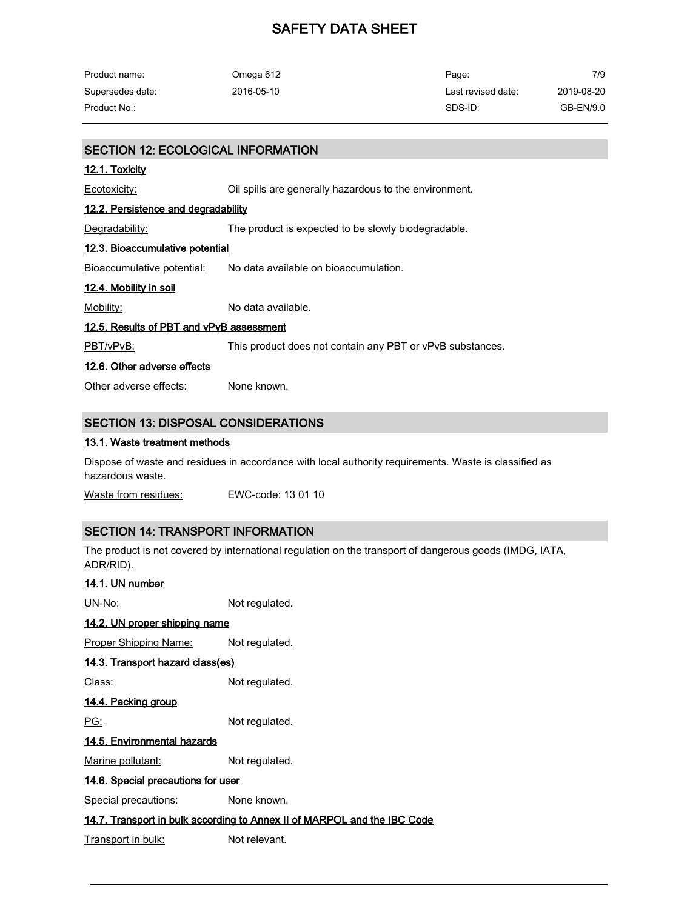## SECTION 12: ECOLOGICAL INFORMATION

### 12.1. Toxicity

Ecotoxicity: Oil spills are generally hazardous to the environment.

### 12.2. Persistence and degradability

Degradability: The product is expected to be slowly biodegradable.

### 12.3. Bioaccumulative potential

Bioaccumulative potential: No data available on bioaccumulation.

### 12.4. Mobility in soil

Mobility: No data available.

### 12.5. Results of PBT and vPvB assessment

PBT/vPvB: This product does not contain any PBT or vPvB substances.

### 12.6. Other adverse effects

Other adverse effects: None known.

## SECTION 13: DISPOSAL CONSIDERATIONS

### 13.1. Waste treatment methods

Dispose of waste and residues in accordance with local authority requirements. Waste is classified as hazardous waste.

Waste from residues: EWC-code: 13 01 10

## SECTION 14: TRANSPORT INFORMATION

The product is not covered by international regulation on the transport of dangerous goods (IMDG, IATA, ADR/RID).

### 14.1. UN number

UN-No: Not regulated.

### 14.2. UN proper shipping name

Proper Shipping Name: Not regulated.

### 14.3. Transport hazard class(es)

Class: Not regulated.

### 14.4. Packing group

PG: Not regulated.

### 14.5. Environmental hazards

Marine pollutant: Not regulated.

### 14.6. Special precautions for user

Special precautions: None known.

### 14.7. Transport in bulk according to Annex II of MARPOL and the IBC Code

Transport in bulk: Not relevant.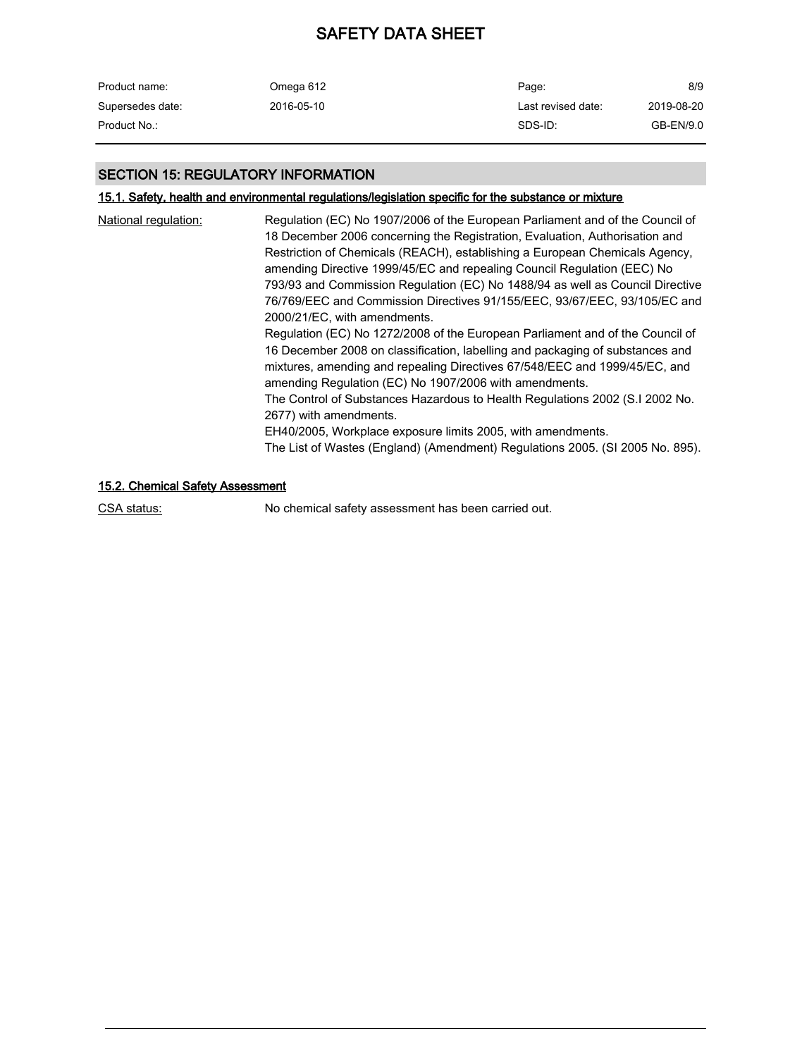## SECTION 15: REGULATORY INFORMATION

### 15.1. Safety, health and environmental regulations/legislation specific for the substance or mixture

National regulation: Regulation (EC) No 1907/2006 of the European Parliament and of the Council of 18 December 2006 concerning the Registration, Evaluation, Authorisation and Restriction of Chemicals (REACH), establishing a European Chemicals Agency, amending Directive 1999/45/EC and repealing Council Regulation (EEC) No 793/93 and Commission Regulation (EC) No 1488/94 as well as Council Directive 76/769/EEC and Commission Directives 91/155/EEC, 93/67/EEC, 93/105/EC and 2000/21/EC, with amendments.
Regulation (EC) No 1272/2008 of the European Parliament and of the Council of 16 December 2008 on classification, labelling and packaging of substances and mixtures, amending and repealing Directives 67/548/EEC and 1999/45/EC, and amending Regulation (EC) No 1907/2006 with amendments.
The Control of Substances Hazardous to Health Regulations 2002 (S.I 2002 No. 2677) with amendments.
EH40/2005, Workplace exposure limits 2005, with amendments.
The List of Wastes (England) (Amendment) Regulations 2005. (SI 2005 No. 895).

### 15.2. Chemical Safety Assessment

CSA status: No chemical safety assessment has been carried out.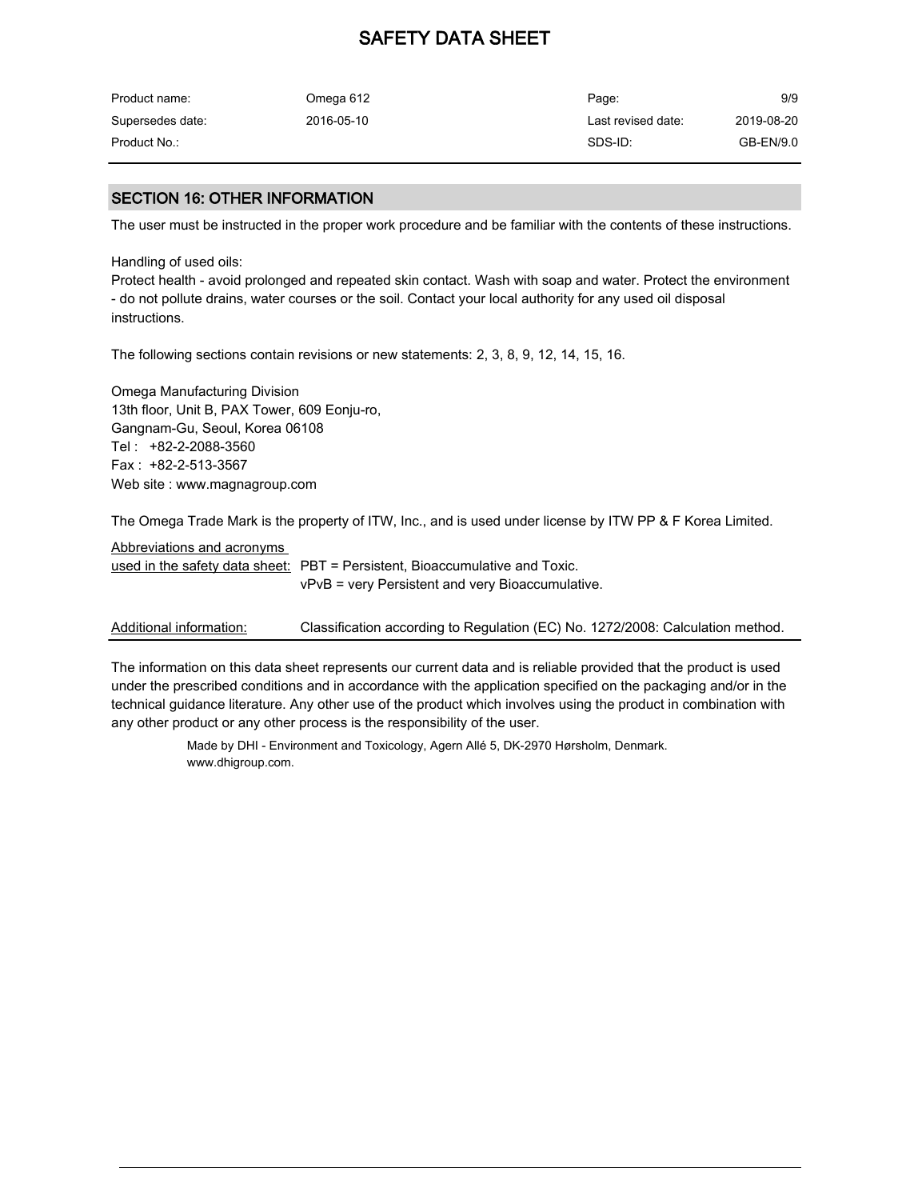## SECTION 16: OTHER INFORMATION

The user must be instructed in the proper work procedure and be familiar with the contents of these instructions.

Handling of used oils:
Protect health - avoid prolonged and repeated skin contact. Wash with soap and water. Protect the environment - do not pollute drains, water courses or the soil. Contact your local authority for any used oil disposal instructions.

The following sections contain revisions or new statements: 2, 3, 8, 9, 12, 14, 15, 16.

Omega Manufacturing Division
13th floor, Unit B, PAX Tower, 609 Eonju-ro,
Gangnam-Gu, Seoul, Korea 06108
Tel : +82-2-2088-3560
Fax : +82-2-513-3567
Web site : www.magnagroup.com

The Omega Trade Mark is the property of ITW, Inc., and is used under license by ITW PP & F Korea Limited.

| | |
|---|---|
| Abbreviations and acronyms used in the safety data sheet: | PBT = Persistent, Bioaccumulative and Toxic.<br>vPvB = very Persistent and very Bioaccumulative. |
| Additional information: | Classification according to Regulation (EC) No. 1272/2008: Calculation method. |

The information on this data sheet represents our current data and is reliable provided that the product is used under the prescribed conditions and in accordance with the application specified on the packaging and/or in the technical guidance literature. Any other use of the product which involves using the product in combination with any other product or any other process is the responsibility of the user.

Made by DHI - Environment and Toxicology, Agern Allé 5, DK-2970 Hørsholm, Denmark.
www.dhigroup.com.